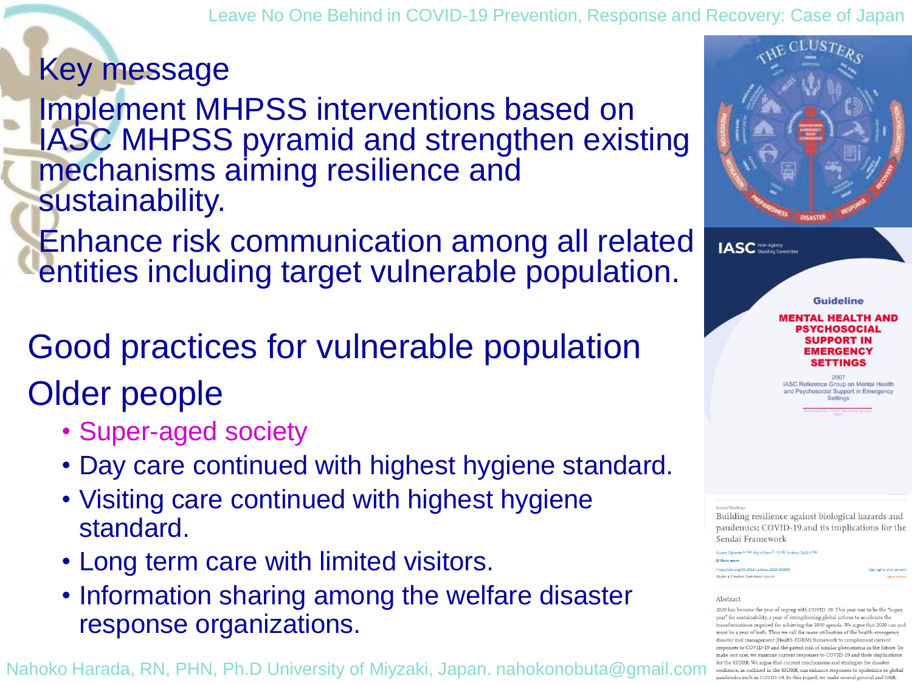Leave No One Behind in COVID-19 Prevention, Response and Recovery: Case of Japan

# Key message

Implement MHPSS interventions based on IASC MHPSS pyramid and strengthen existing mechanisms aiming resilience and sustainability.

Enhance risk communication among all related entities including target vulnerable population.

## Good practices for vulnerable population

## Older people

- Super-aged society
- Day care continued with highest hygiene standard.
- Visiting care continued with highest hygiene standard.
- Long term care with limited visitors.
- Information sharing among the welfare disaster response organizations.

THE CLUSTERS

PREVENTION MITIGATION PREPAREDNESS DISASTER RESPONSE RECOVERY RECONSTRUCTION

IASC Inter-Agency Standing Committee

Guideline

**MENTAL HEALTH AND PSYCHOSOCIAL SUPPORT IN EMERGENCY SETTINGS**

2007

IASC Reference Group on Mental Health and Psychosocial Support in Emergency Settings

Invited ViewPoint

Building resilience against biological hazards and pandemics: COVID-19 and its implications for the Sendai Framework

Abstract

2020 has become the year of coping with COVID-19. This year was to be the "super year" for sustainability, a year of strengthening global actions to accelerate the transformations required for achieving the 2030 agenda. We argue that 2020 can and must be a year of both. Thus we call for more utilisation of the health-emergency disaster risk management (Health-EDRM) framework to complement current responses to COVID-19 and the patent risk of similar phenomena in the future. To make our case, we examine current responses to COVID-19 and their implications for the SFDRR. We argue that current mechanisms and strategies for disaster resilience, as outlined in the SFDRR, can enhance responses to epidemics or global pandemics such as COVID-19. In this regard, we make several general and DRR-

Nahoko Harada, RN, PHN, Ph.D University of Miyzaki, Japan. nahokonobuta@gmail.com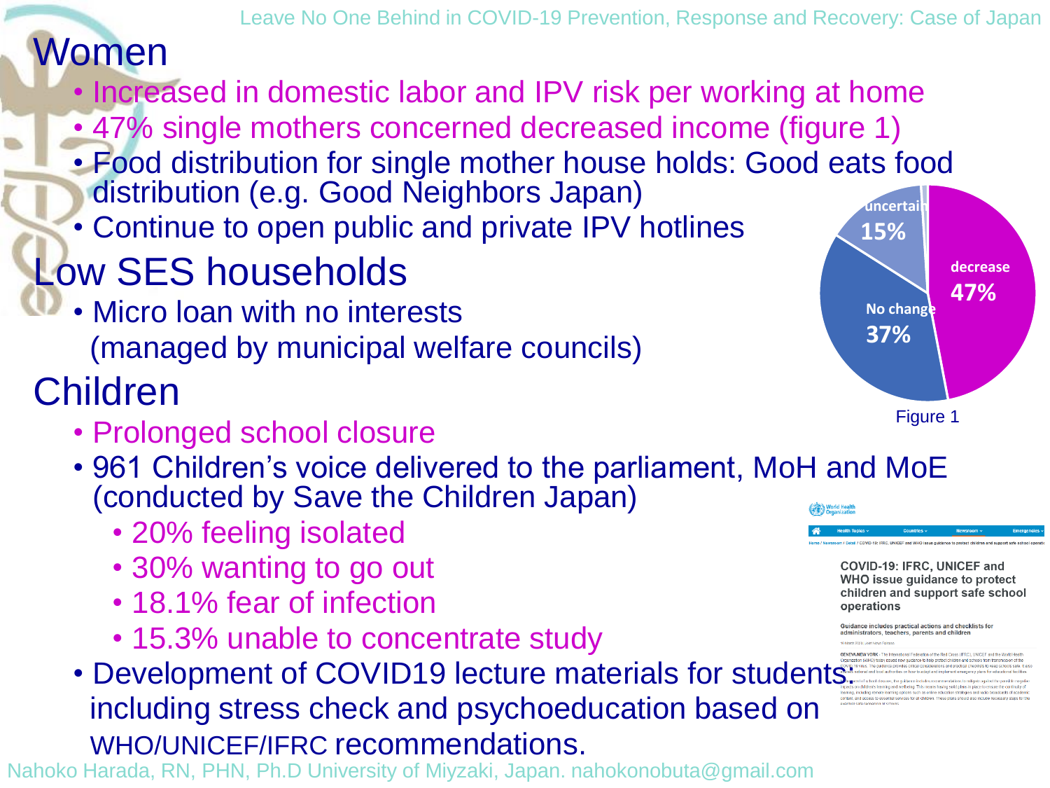## Women

- Increased in domestic labor and IPV risk per working at home
- 47% single mothers concerned decreased income (figure 1)
- Food distribution for single mother house holds: Good eats food distribution (e.g. Good Neighbors Japan)
- Continue to open public and private IPV hotlines

| | |
|---|---|
| decrease | 47% |
| No change | 37% |
| uncertain | 15% |

Figure 1

## Low SES households

- Micro loan with no interests (managed by municipal welfare councils)

## Children

- Prolonged school closure
- 961 Children's voice delivered to the parliament, MoH and MoE (conducted by Save the Children Japan)
  - 20% feeling isolated
  - 30% wanting to go out
  - 18.1% fear of infection
  - 15.3% unable to concentrate study
- Development of COVID19 lecture materials for students, including stress check and psychoeducation based on WHO/UNICEF/IFRC recommendations.

COVID-19: IFRC, UNICEF and WHO issue guidance to protect children and support safe school operations

Guidance includes practical actions and checklists for administrators, teachers, parents and children

Nahoko Harada, RN, PHN, Ph.D University of Miyazaki, Japan. nahokonobuta@gmail.com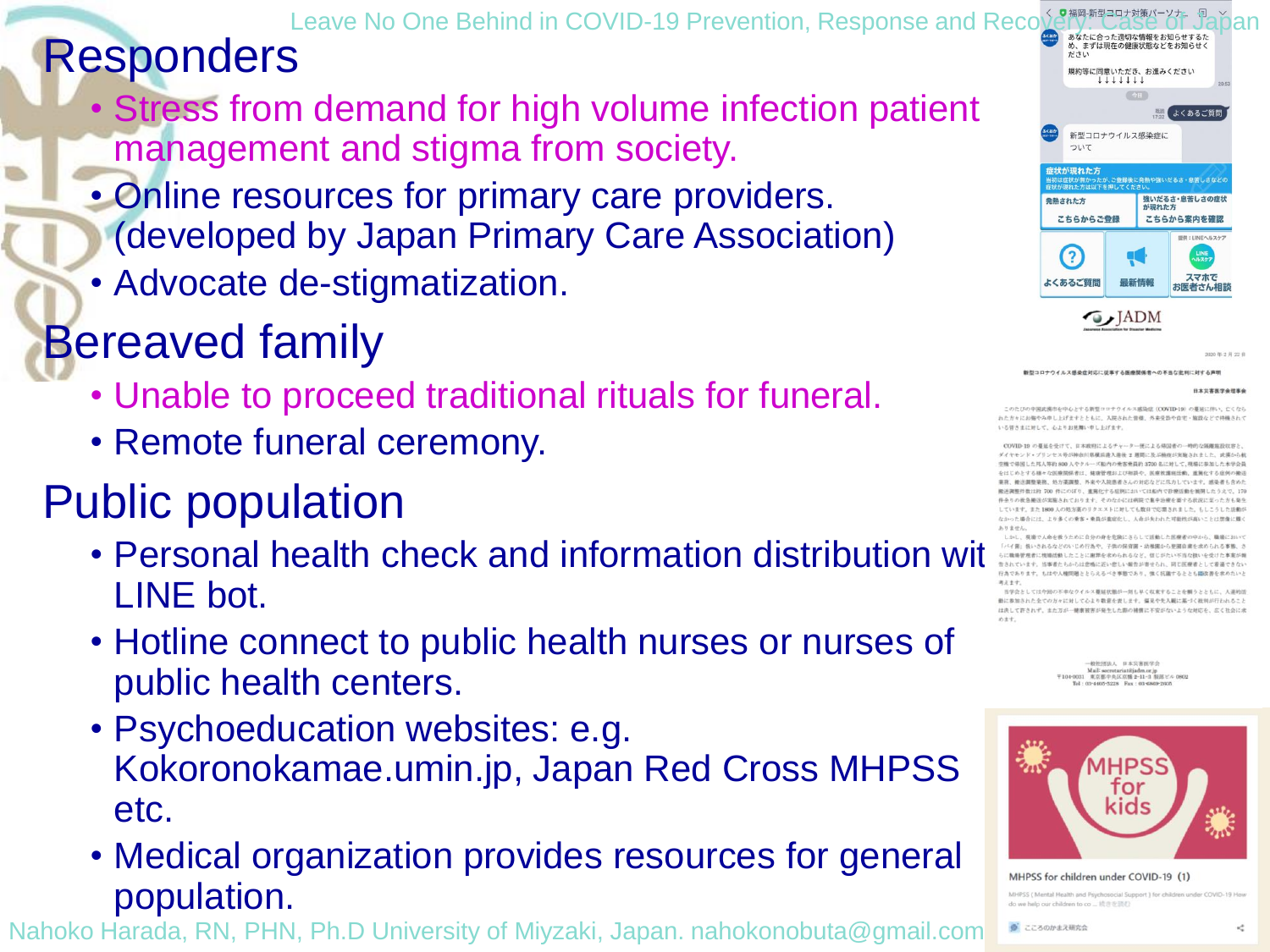# Responders

- Stress from demand for high volume infection patient management and stigma from society.
- Online resources for primary care providers. (developed by Japan Primary Care Association)
- Advocate de-stigmatization.

# Bereaved family

- Unable to proceed traditional rituals for funeral.
- Remote funeral ceremony.

# Public population

- Personal health check and information distribution wit LINE bot.
- Hotline connect to public health nurses or nurses of public health centers.
- Psychoeducation websites: e.g. Kokoronokamae.umin.jp, Japan Red Cross MHPSS etc.
- Medical organization provides resources for general population.

Nahoko Harada, RN, PHN, Ph.D University of Miyazaki, Japan. nahokonobuta@gmail.com